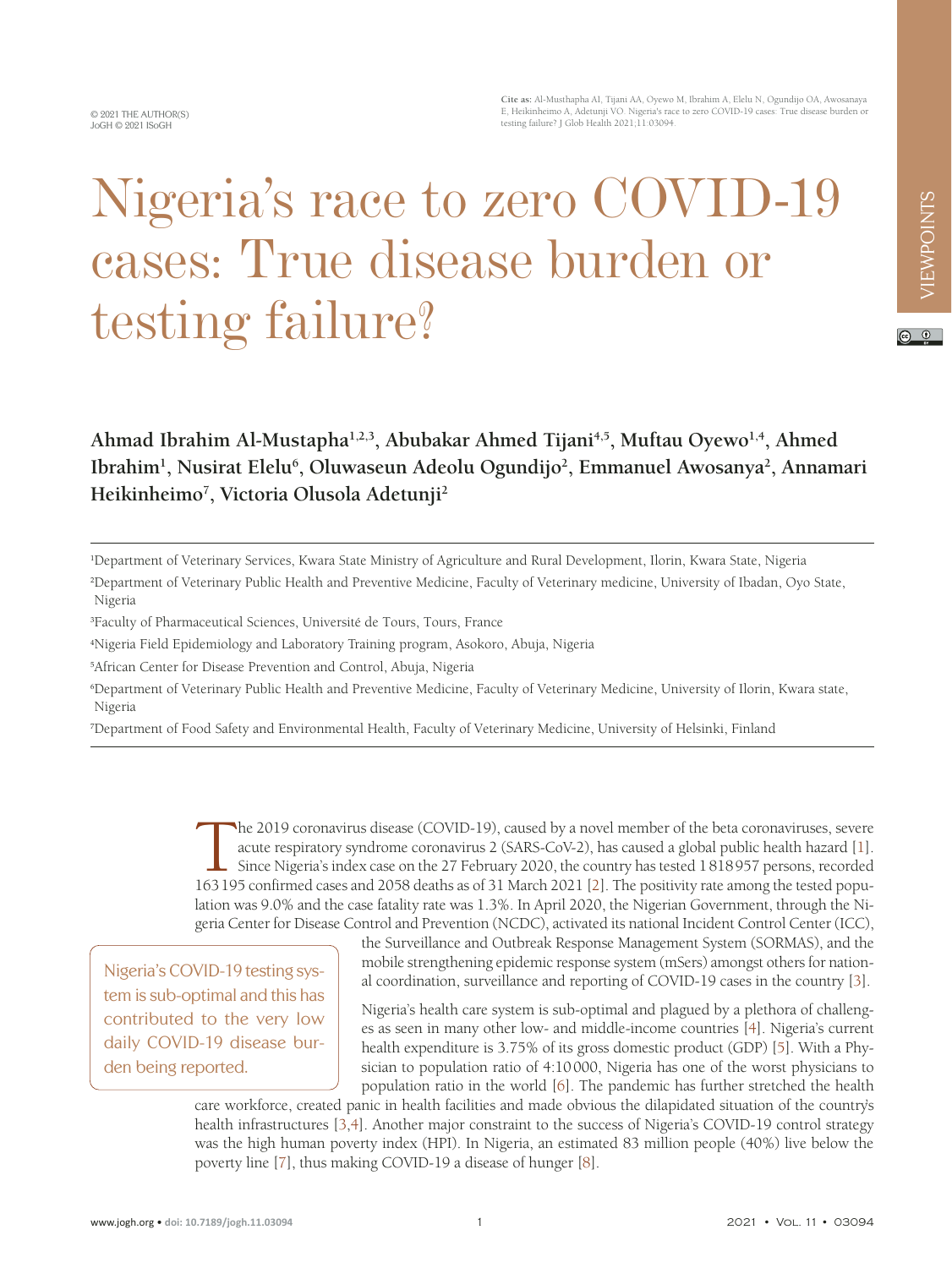© 2021 THE AUTHOR(S)
JoGH © 2021 ISoGH

**Cite as:** Al-Musthapha AI, Tijani AA, Oyewo M, Ibrahim A, Elelu N, Ogundijo OA, Awosanaya E, Heikinheimo A, Adetunji VO. Nigeria's race to zero COVID-19 cases: True disease burden or testing failure? J Glob Health 2021;11:03094.

VIEWPOINTS

# Nigeria's race to zero COVID-19 cases: True disease burden or testing failure?

**Ahmad Ibrahim Al-Mustapha[1,2,3], Abubakar Ahmed Tijani[4,5], Muftau Oyewo[1,4], Ahmed Ibrahim[1], Nusirat Elelu[6], Oluwaseun Adeolu Ogundijo[2], Emmanuel Awosanya[2], Annamari Heikinheimo[7], Victoria Olusola Adetunji[2]**

[1]Department of Veterinary Services, Kwara State Ministry of Agriculture and Rural Development, Ilorin, Kwara State, Nigeria
[2]Department of Veterinary Public Health and Preventive Medicine, Faculty of Veterinary medicine, University of Ibadan, Oyo State, Nigeria
[3]Faculty of Pharmaceutical Sciences, Université de Tours, Tours, France
[4]Nigeria Field Epidemiology and Laboratory Training program, Asokoro, Abuja, Nigeria
[5]African Center for Disease Prevention and Control, Abuja, Nigeria
[6]Department of Veterinary Public Health and Preventive Medicine, Faculty of Veterinary Medicine, University of Ilorin, Kwara state, Nigeria
[7]Department of Food Safety and Environmental Health, Faculty of Veterinary Medicine, University of Helsinki, Finland

The 2019 coronavirus disease (COVID-19), caused by a novel member of the beta coronaviruses, severe acute respiratory syndrome coronavirus 2 (SARS-CoV-2), has caused a global public health hazard [1]. Since Nigeria's index case on the 27 February 2020, the country has tested 1818957 persons, recorded 163195 confirmed cases and 2058 deaths as of 31 March 2021 [2]. The positivity rate among the tested population was 9.0% and the case fatality rate was 1.3%. In April 2020, the Nigerian Government, through the Nigeria Center for Disease Control and Prevention (NCDC), activated its national Incident Control Center (ICC), the Surveillance and Outbreak Response Management System (SORMAS), and the mobile strengthening epidemic response system (mSers) amongst others for national coordination, surveillance and reporting of COVID-19 cases in the country [3].

> Nigeria's COVID-19 testing system is sub-optimal and this has contributed to the very low daily COVID-19 disease burden being reported.

Nigeria's health care system is sub-optimal and plagued by a plethora of challenges as seen in many other low- and middle-income countries [4]. Nigeria's current health expenditure is 3.75% of its gross domestic product (GDP) [5]. With a Physician to population ratio of 4:10000, Nigeria has one of the worst physicians to population ratio in the world [6]. The pandemic has further stretched the health care workforce, created panic in health facilities and made obvious the dilapidated situation of the country's health infrastructures [3,4]. Another major constraint to the success of Nigeria's COVID-19 control strategy was the high human poverty index (HPI). In Nigeria, an estimated 83 million people (40%) live below the poverty line [7], thus making COVID-19 a disease of hunger [8].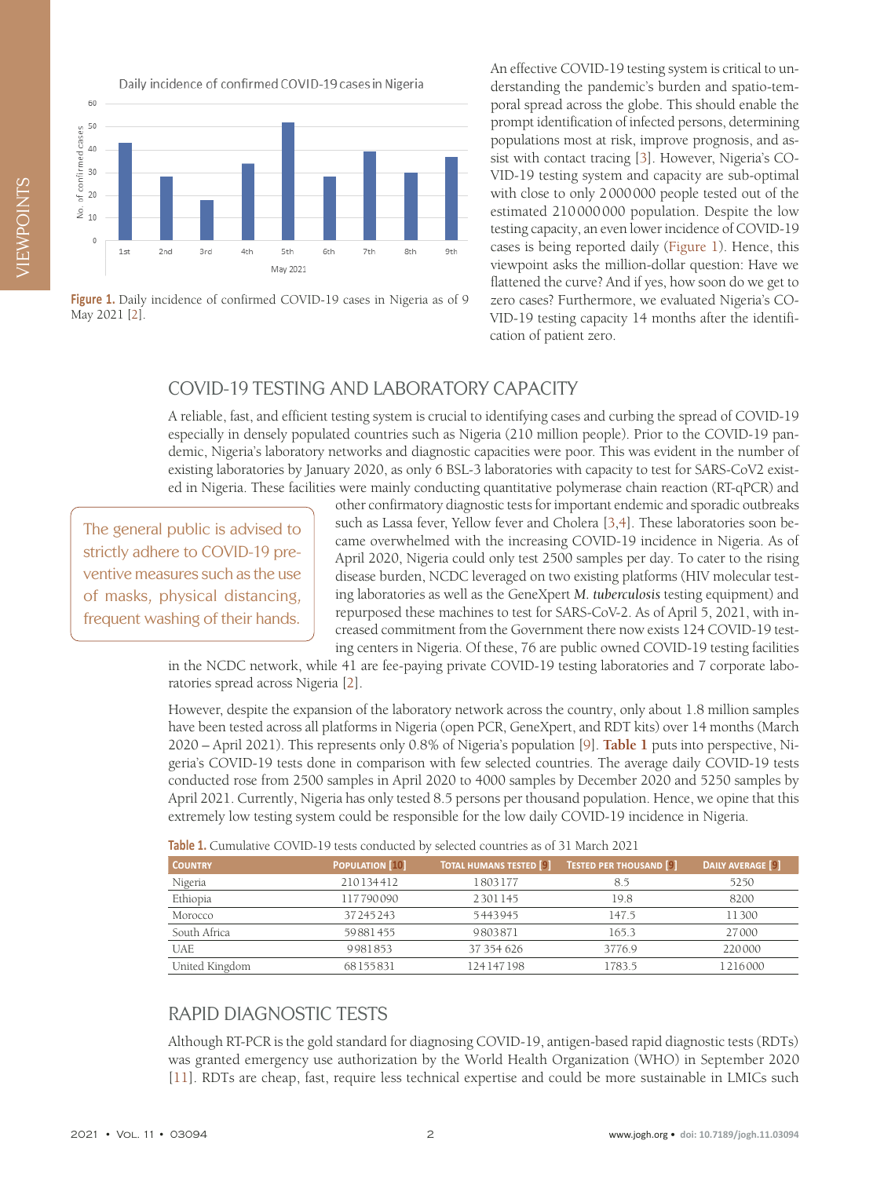Figure 1. Daily incidence of confirmed COVID-19 cases in Nigeria as of 9 May 2021 [2].

An effective COVID-19 testing system is critical to understanding the pandemic's burden and spatio-temporal spread across the globe. This should enable the prompt identification of infected persons, determining populations most at risk, improve prognosis, and assist with contact tracing [3]. However, Nigeria's COVID-19 testing system and capacity are sub-optimal with close to only 2 000 000 people tested out of the estimated 210 000 000 population. Despite the low testing capacity, an even lower incidence of COVID-19 cases is being reported daily (Figure 1). Hence, this viewpoint asks the million-dollar question: Have we flattened the curve? And if yes, how soon do we get to zero cases? Furthermore, we evaluated Nigeria's COVID-19 testing capacity 14 months after the identification of patient zero.

## COVID-19 TESTING AND LABORATORY CAPACITY

A reliable, fast, and efficient testing system is crucial to identifying cases and curbing the spread of COVID-19 especially in densely populated countries such as Nigeria (210 million people). Prior to the COVID-19 pandemic, Nigeria's laboratory networks and diagnostic capacities were poor. This was evident in the number of existing laboratories by January 2020, as only 6 BSL-3 laboratories with capacity to test for SARS-CoV2 existed in Nigeria. These facilities were mainly conducting quantitative polymerase chain reaction (RT-qPCR) and other confirmatory diagnostic tests for important endemic and sporadic outbreaks such as Lassa fever, Yellow fever and Cholera [3,4]. These laboratories soon became overwhelmed with the increasing COVID-19 incidence in Nigeria. As of April 2020, Nigeria could only test 2500 samples per day. To cater to the rising disease burden, NCDC leveraged on two existing platforms (HIV molecular testing laboratories as well as the GeneXpert *M. tuberculosis* testing equipment) and repurposed these machines to test for SARS-CoV-2. As of April 5, 2021, with increased commitment from the Government there now exists 124 COVID-19 testing centers in Nigeria. Of these, 76 are public owned COVID-19 testing facilities in the NCDC network, while 41 are fee-paying private COVID-19 testing laboratories and 7 corporate laboratories spread across Nigeria [2].

> The general public is advised to strictly adhere to COVID-19 preventive measures such as the use of masks, physical distancing, frequent washing of their hands.

However, despite the expansion of the laboratory network across the country, only about 1.8 million samples have been tested across all platforms in Nigeria (open PCR, GeneXpert, and RDT kits) over 14 months (March 2020 – April 2021). This represents only 0.8% of Nigeria's population [9]. **Table 1** puts into perspective, Nigeria's COVID-19 tests done in comparison with few selected countries. The average daily COVID-19 tests conducted rose from 2500 samples in April 2020 to 4000 samples by December 2020 and 5250 samples by April 2021. Currently, Nigeria has only tested 8.5 persons per thousand population. Hence, we opine that this extremely low testing system could be responsible for the low daily COVID-19 incidence in Nigeria.

**Table 1.** Cumulative COVID-19 tests conducted by selected countries as of 31 March 2021

| Country | Population [10] | Total humans tested [9] | Tested per thousand [9] | Daily average [9] |
|---|---|---|---|---|
| Nigeria | 210 134 412 | 1 803 177 | 8.5 | 5250 |
| Ethiopia | 117 790 090 | 2 301 145 | 19.8 | 8200 |
| Morocco | 37 245 243 | 5 443 945 | 147.5 | 11 300 |
| South Africa | 59 881 455 | 9 803 871 | 165.3 | 27 000 |
| UAE | 9 981 853 | 37 354 626 | 3776.9 | 220 000 |
| United Kingdom | 68 155 831 | 124 147 198 | 1783.5 | 1 216 000 |

## RAPID DIAGNOSTIC TESTS

Although RT-PCR is the gold standard for diagnosing COVID-19, antigen-based rapid diagnostic tests (RDTs) was granted emergency use authorization by the World Health Organization (WHO) in September 2020 [11]. RDTs are cheap, fast, require less technical expertise and could be more sustainable in LMICs such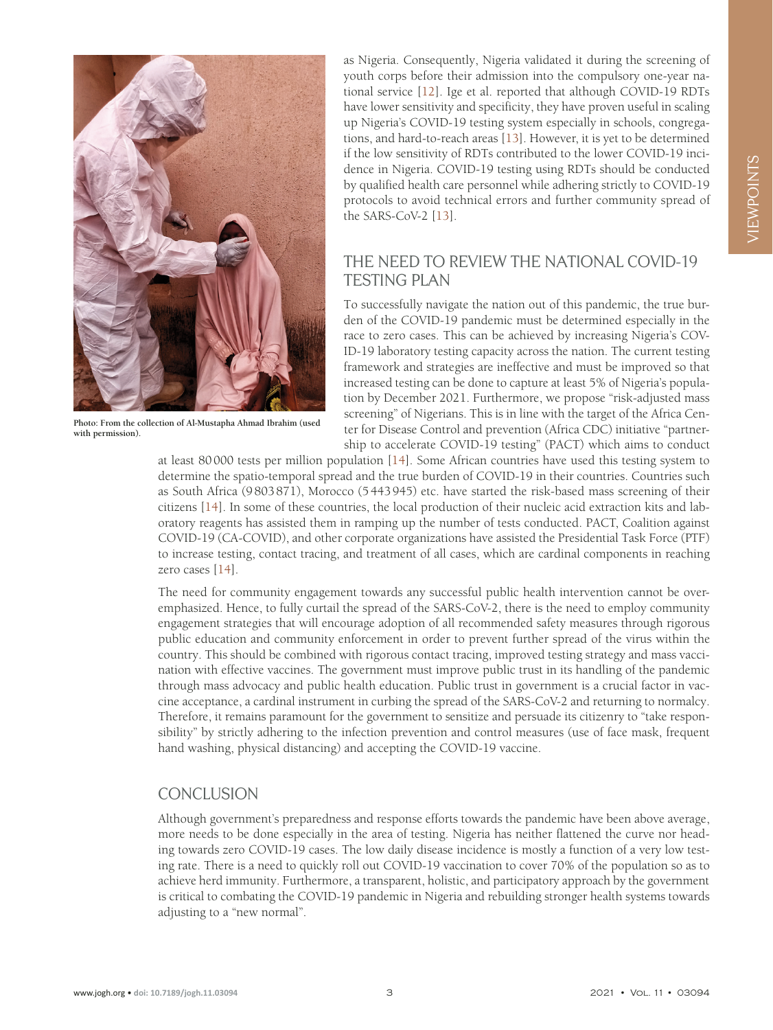Photo: From the collection of Al-Mustapha Ahmad Ibrahim (used with permission).

as Nigeria. Consequently, Nigeria validated it during the screening of youth corps before their admission into the compulsory one-year national service [12]. Ige et al. reported that although COVID-19 RDTs have lower sensitivity and specificity, they have proven useful in scaling up Nigeria's COVID-19 testing system especially in schools, congregations, and hard-to-reach areas [13]. However, it is yet to be determined if the low sensitivity of RDTs contributed to the lower COVID-19 incidence in Nigeria. COVID-19 testing using RDTs should be conducted by qualified health care personnel while adhering strictly to COVID-19 protocols to avoid technical errors and further community spread of the SARS-CoV-2 [13].

## THE NEED TO REVIEW THE NATIONAL COVID-19 TESTING PLAN

To successfully navigate the nation out of this pandemic, the true burden of the COVID-19 pandemic must be determined especially in the race to zero cases. This can be achieved by increasing Nigeria's COVID-19 laboratory testing capacity across the nation. The current testing framework and strategies are ineffective and must be improved so that increased testing can be done to capture at least 5% of Nigeria's population by December 2021. Furthermore, we propose "risk-adjusted mass screening" of Nigerians. This is in line with the target of the Africa Center for Disease Control and prevention (Africa CDC) initiative "partnership to accelerate COVID-19 testing" (PACT) which aims to conduct at least 80000 tests per million population [14]. Some African countries have used this testing system to determine the spatio-temporal spread and the true burden of COVID-19 in their countries. Countries such as South Africa (9803871), Morocco (5443945) etc. have started the risk-based mass screening of their citizens [14]. In some of these countries, the local production of their nucleic acid extraction kits and laboratory reagents has assisted them in ramping up the number of tests conducted. PACT, Coalition against COVID-19 (CA-COVID), and other corporate organizations have assisted the Presidential Task Force (PTF) to increase testing, contact tracing, and treatment of all cases, which are cardinal components in reaching zero cases [14].

The need for community engagement towards any successful public health intervention cannot be overemphasized. Hence, to fully curtail the spread of the SARS-CoV-2, there is the need to employ community engagement strategies that will encourage adoption of all recommended safety measures through rigorous public education and community enforcement in order to prevent further spread of the virus within the country. This should be combined with rigorous contact tracing, improved testing strategy and mass vaccination with effective vaccines. The government must improve public trust in its handling of the pandemic through mass advocacy and public health education. Public trust in government is a crucial factor in vaccine acceptance, a cardinal instrument in curbing the spread of the SARS-CoV-2 and returning to normalcy. Therefore, it remains paramount for the government to sensitize and persuade its citizenry to "take responsibility" by strictly adhering to the infection prevention and control measures (use of face mask, frequent hand washing, physical distancing) and accepting the COVID-19 vaccine.

## CONCLUSION

Although government's preparedness and response efforts towards the pandemic have been above average, more needs to be done especially in the area of testing. Nigeria has neither flattened the curve nor heading towards zero COVID-19 cases. The low daily disease incidence is mostly a function of a very low testing rate. There is a need to quickly roll out COVID-19 vaccination to cover 70% of the population so as to achieve herd immunity. Furthermore, a transparent, holistic, and participatory approach by the government is critical to combating the COVID-19 pandemic in Nigeria and rebuilding stronger health systems towards adjusting to a "new normal".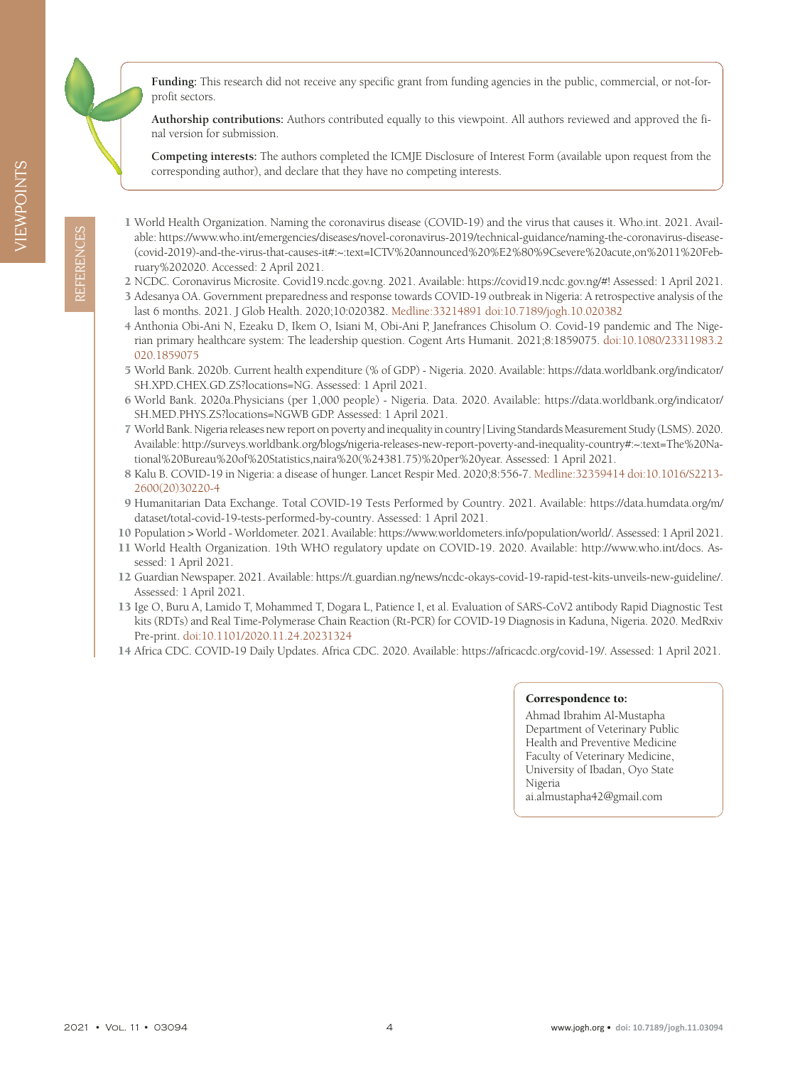**Funding:** This research did not receive any specific grant from funding agencies in the public, commercial, or not-for-profit sectors.

**Authorship contributions:** Authors contributed equally to this viewpoint. All authors reviewed and approved the final version for submission.

**Competing interests:** The authors completed the ICMJE Disclosure of Interest Form (available upon request from the corresponding author), and declare that they have no competing interests.

## REFERENCES

1. World Health Organization. Naming the coronavirus disease (COVID-19) and the virus that causes it. Who.int. 2021. Available: https://www.who.int/emergencies/diseases/novel-coronavirus-2019/technical-guidance/naming-the-coronavirus-disease-(covid-2019)-and-the-virus-that-causes-it#:~:text=ICTV%20announced%20%E2%80%9Csevere%20acute,on%2011%20February%202020. Accessed: 2 April 2021.
2. NCDC. Coronavirus Microsite. Covid19.ncdc.gov.ng. 2021. Available: https://covid19.ncdc.gov.ng/#! Assessed: 1 April 2021.
3. Adesanya OA. Government preparedness and response towards COVID-19 outbreak in Nigeria: A retrospective analysis of the last 6 months. 2021. J Glob Health. 2020;10:020382. Medline:33214891 doi:10.7189/jogh.10.020382
4. Anthonia Obi-Ani N, Ezeaku D, Ikem O, Isiani M, Obi-Ani P, Janefrances Chisolum O. Covid-19 pandemic and The Nigerian primary healthcare system: The leadership question. Cogent Arts Humanit. 2021;8:1859075. doi:10.1080/23311983.2020.1859075
5. World Bank. 2020b. Current health expenditure (% of GDP) - Nigeria. 2020. Available: https://data.worldbank.org/indicator/SH.XPD.CHEX.GD.ZS?locations=NG. Assessed: 1 April 2021.
6. World Bank. 2020a.Physicians (per 1,000 people) - Nigeria. Data. 2020. Available: https://data.worldbank.org/indicator/SH.MED.PHYS.ZS?locations=NGWB GDP. Assessed: 1 April 2021.
7. World Bank. Nigeria releases new report on poverty and inequality in country | Living Standards Measurement Study (LSMS). 2020. Available: http://surveys.worldbank.org/blogs/nigeria-releases-new-report-poverty-and-inequality-country#:~:text=The%20National%20Bureau%20of%20Statistics,naira%20(%24381.75)%20per%20year. Assessed: 1 April 2021.
8. Kalu B. COVID-19 in Nigeria: a disease of hunger. Lancet Respir Med. 2020;8:556-7. Medline:32359414 doi:10.1016/S2213-2600(20)30220-4
9. Humanitarian Data Exchange. Total COVID-19 Tests Performed by Country. 2021. Available: https://data.humdata.org/m/dataset/total-covid-19-tests-performed-by-country. Assessed: 1 April 2021.
10. Population > World - Worldometer. 2021. Available: https://www.worldometers.info/population/world/. Assessed: 1 April 2021.
11. World Health Organization. 19th WHO regulatory update on COVID-19. 2020. Available: http://www.who.int/docs. Assessed: 1 April 2021.
12. Guardian Newspaper. 2021. Available: https://t.guardian.ng/news/ncdc-okays-covid-19-rapid-test-kits-unveils-new-guideline/. Assessed: 1 April 2021.
13. Ige O, Buru A, Lamido T, Mohammed T, Dogara L, Patience I, et al. Evaluation of SARS-CoV2 antibody Rapid Diagnostic Test kits (RDTs) and Real Time-Polymerase Chain Reaction (Rt-PCR) for COVID-19 Diagnosis in Kaduna, Nigeria. 2020. MedRxiv Pre-print. doi:10.1101/2020.11.24.20231324
14. Africa CDC. COVID-19 Daily Updates. Africa CDC. 2020. Available: https://africacdc.org/covid-19/. Assessed: 1 April 2021.

**Correspondence to:**

Ahmad Ibrahim Al-Mustapha
Department of Veterinary Public Health and Preventive Medicine
Faculty of Veterinary Medicine, University of Ibadan, Oyo State
Nigeria
ai.almustapha42@gmail.com